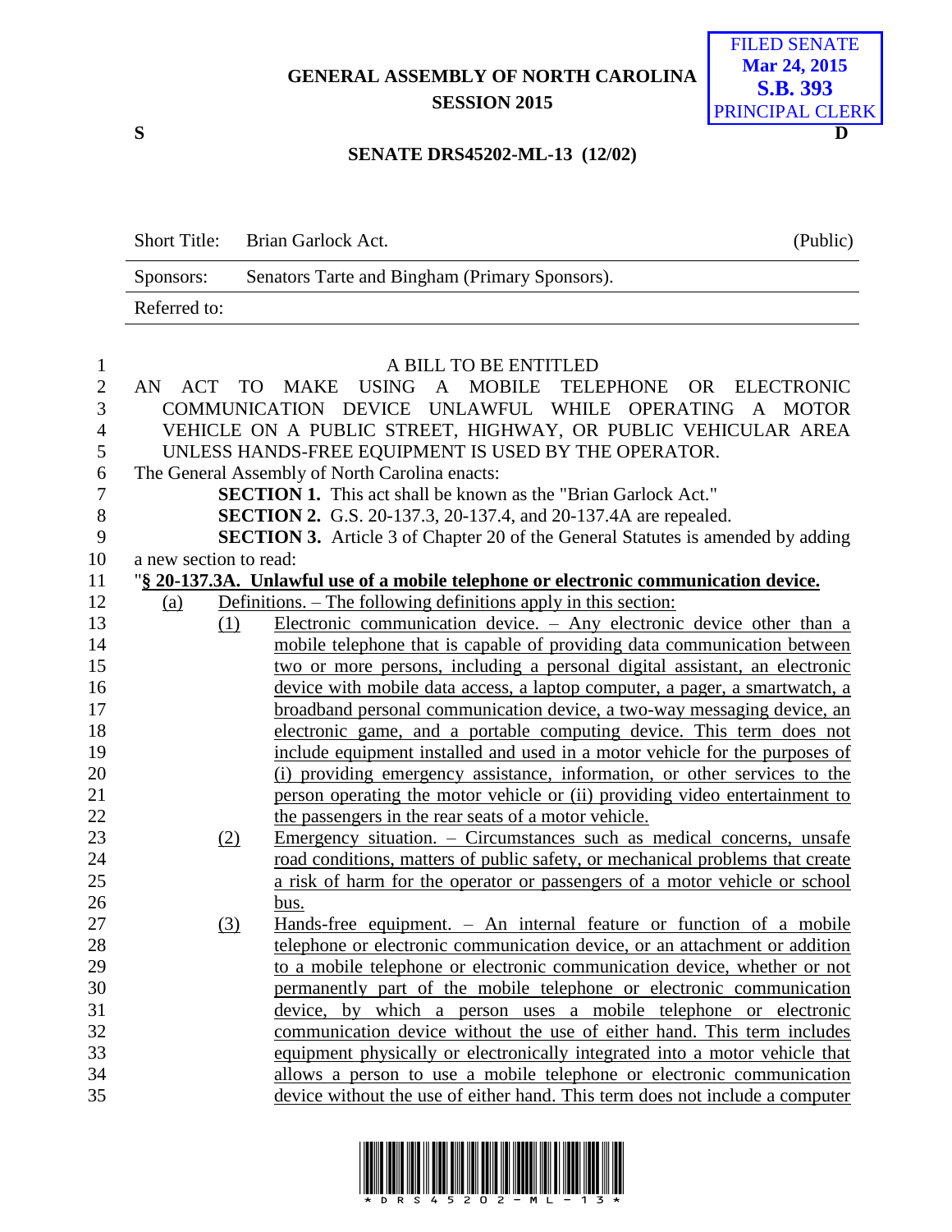GENERAL ASSEMBLY OF NORTH CAROLINA
SESSION 2015

FILED SENATE
Mar 24, 2015
S.B. 393
PRINCIPAL CLERK

S D

SENATE DRS45202-ML-13 (12/02)

| | | |
|---|---|---|
| Short Title: | Brian Garlock Act. | (Public) |
| Sponsors: | Senators Tarte and Bingham (Primary Sponsors). | |
| Referred to: | | |

A BILL TO BE ENTITLED

AN ACT TO MAKE USING A MOBILE TELEPHONE OR ELECTRONIC COMMUNICATION DEVICE UNLAWFUL WHILE OPERATING A MOTOR VEHICLE ON A PUBLIC STREET, HIGHWAY, OR PUBLIC VEHICULAR AREA UNLESS HANDS-FREE EQUIPMENT IS USED BY THE OPERATOR.

The General Assembly of North Carolina enacts:

**SECTION 1.** This act shall be known as the "Brian Garlock Act."

**SECTION 2.** G.S. 20-137.3, 20-137.4, and 20-137.4A are repealed.

**SECTION 3.** Article 3 of Chapter 20 of the General Statutes is amended by adding a new section to read:

"**§ 20-137.3A. Unlawful use of a mobile telephone or electronic communication device.**

(a) Definitions. – The following definitions apply in this section:

(1) Electronic communication device. – Any electronic device other than a mobile telephone that is capable of providing data communication between two or more persons, including a personal digital assistant, an electronic device with mobile data access, a laptop computer, a pager, a smartwatch, a broadband personal communication device, a two-way messaging device, an electronic game, and a portable computing device. This term does not include equipment installed and used in a motor vehicle for the purposes of (i) providing emergency assistance, information, or other services to the person operating the motor vehicle or (ii) providing video entertainment to the passengers in the rear seats of a motor vehicle.

(2) Emergency situation. – Circumstances such as medical concerns, unsafe road conditions, matters of public safety, or mechanical problems that create a risk of harm for the operator or passengers of a motor vehicle or school bus.

(3) Hands-free equipment. – An internal feature or function of a mobile telephone or electronic communication device, or an attachment or addition to a mobile telephone or electronic communication device, whether or not permanently part of the mobile telephone or electronic communication device, by which a person uses a mobile telephone or electronic communication device without the use of either hand. This term includes equipment physically or electronically integrated into a motor vehicle that allows a person to use a mobile telephone or electronic communication device without the use of either hand. This term does not include a computer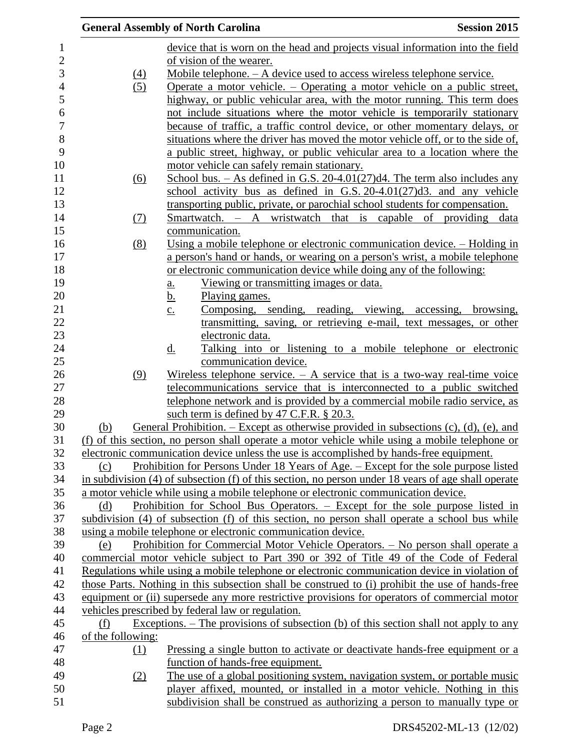device that is worn on the head and projects visual information into the field of vision of the wearer.

(4) Mobile telephone. – A device used to access wireless telephone service.

(5) Operate a motor vehicle. – Operating a motor vehicle on a public street, highway, or public vehicular area, with the motor running. This term does not include situations where the motor vehicle is temporarily stationary because of traffic, a traffic control device, or other momentary delays, or situations where the driver has moved the motor vehicle off, or to the side of, a public street, highway, or public vehicular area to a location where the motor vehicle can safely remain stationary.

(6) School bus. – As defined in G.S. 20-4.01(27)d4. The term also includes any school activity bus as defined in G.S. 20-4.01(27)d3. and any vehicle transporting public, private, or parochial school students for compensation.

(7) Smartwatch. – A wristwatch that is capable of providing data communication.

(8) Using a mobile telephone or electronic communication device. – Holding in a person's hand or hands, or wearing on a person's wrist, a mobile telephone or electronic communication device while doing any of the following:

a. Viewing or transmitting images or data.

b. Playing games.

c. Composing, sending, reading, viewing, accessing, browsing, transmitting, saving, or retrieving e-mail, text messages, or other electronic data.

d. Talking into or listening to a mobile telephone or electronic communication device.

(9) Wireless telephone service. – A service that is a two-way real-time voice telecommunications service that is interconnected to a public switched telephone network and is provided by a commercial mobile radio service, as such term is defined by 47 C.F.R. § 20.3.

(b) General Prohibition. – Except as otherwise provided in subsections (c), (d), (e), and (f) of this section, no person shall operate a motor vehicle while using a mobile telephone or electronic communication device unless the use is accomplished by hands-free equipment.

(c) Prohibition for Persons Under 18 Years of Age. – Except for the sole purpose listed in subdivision (4) of subsection (f) of this section, no person under 18 years of age shall operate a motor vehicle while using a mobile telephone or electronic communication device.

(d) Prohibition for School Bus Operators. – Except for the sole purpose listed in subdivision (4) of subsection (f) of this section, no person shall operate a school bus while using a mobile telephone or electronic communication device.

(e) Prohibition for Commercial Motor Vehicle Operators. – No person shall operate a commercial motor vehicle subject to Part 390 or 392 of Title 49 of the Code of Federal Regulations while using a mobile telephone or electronic communication device in violation of those Parts. Nothing in this subsection shall be construed to (i) prohibit the use of hands-free equipment or (ii) supersede any more restrictive provisions for operators of commercial motor vehicles prescribed by federal law or regulation.

(f) Exceptions. – The provisions of subsection (b) of this section shall not apply to any of the following:

(1) Pressing a single button to activate or deactivate hands-free equipment or a function of hands-free equipment.

(2) The use of a global positioning system, navigation system, or portable music player affixed, mounted, or installed in a motor vehicle. Nothing in this subdivision shall be construed as authorizing a person to manually type or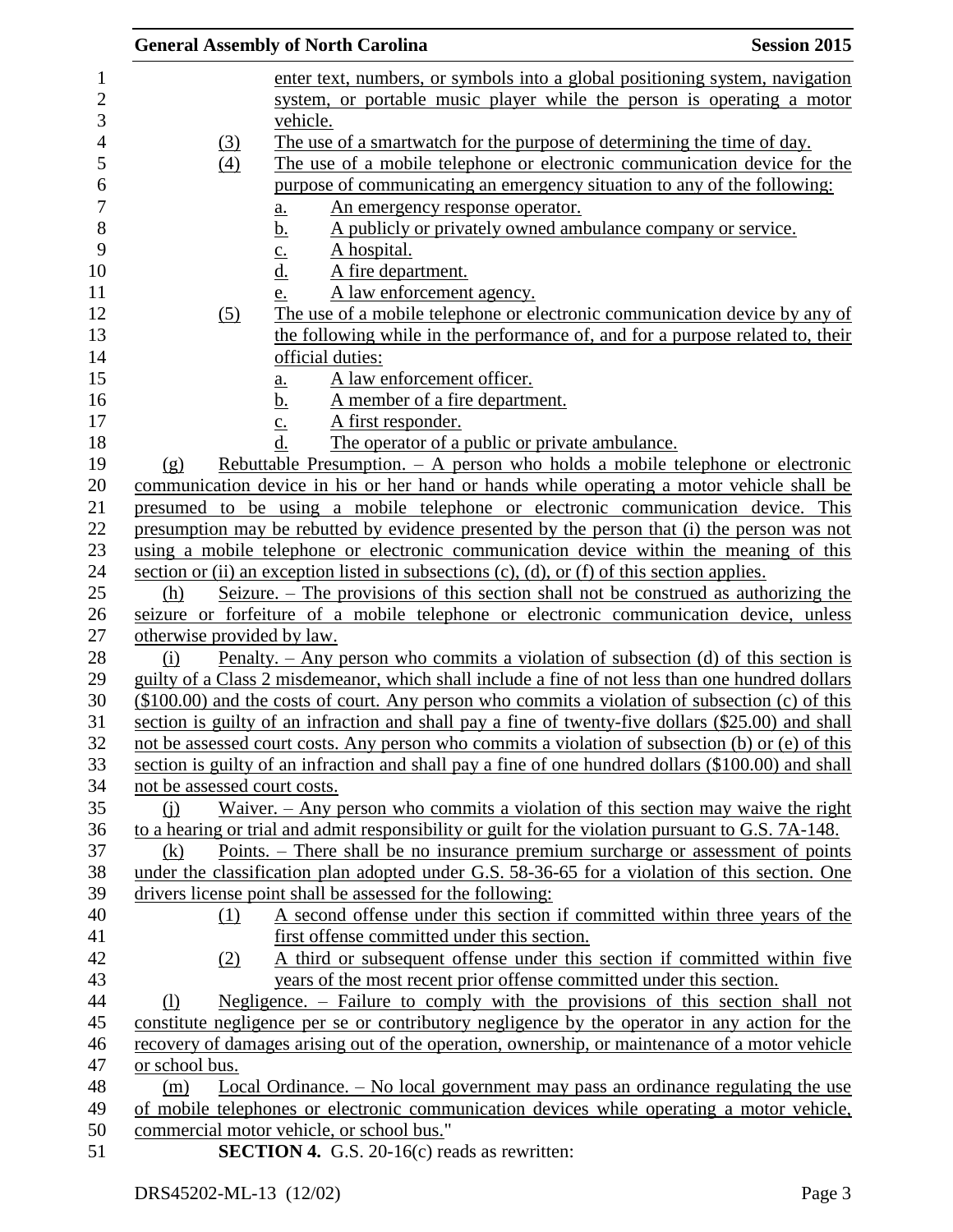enter text, numbers, or symbols into a global positioning system, navigation system, or portable music player while the person is operating a motor vehicle.

(3) The use of a smartwatch for the purpose of determining the time of day.

(4) The use of a mobile telephone or electronic communication device for the purpose of communicating an emergency situation to any of the following:

a. An emergency response operator.
b. A publicly or privately owned ambulance company or service.
c. A hospital.
d. A fire department.
e. A law enforcement agency.

(5) The use of a mobile telephone or electronic communication device by any of the following while in the performance of, and for a purpose related to, their official duties:

a. A law enforcement officer.
b. A member of a fire department.
c. A first responder.
d. The operator of a public or private ambulance.

(g) Rebuttable Presumption. – A person who holds a mobile telephone or electronic communication device in his or her hand or hands while operating a motor vehicle shall be presumed to be using a mobile telephone or electronic communication device. This presumption may be rebutted by evidence presented by the person that (i) the person was not using a mobile telephone or electronic communication device within the meaning of this section or (ii) an exception listed in subsections (c), (d), or (f) of this section applies.

(h) Seizure. – The provisions of this section shall not be construed as authorizing the seizure or forfeiture of a mobile telephone or electronic communication device, unless otherwise provided by law.

(i) Penalty. – Any person who commits a violation of subsection (d) of this section is guilty of a Class 2 misdemeanor, which shall include a fine of not less than one hundred dollars ($100.00) and the costs of court. Any person who commits a violation of subsection (c) of this section is guilty of an infraction and shall pay a fine of twenty-five dollars ($25.00) and shall not be assessed court costs. Any person who commits a violation of subsection (b) or (e) of this section is guilty of an infraction and shall pay a fine of one hundred dollars ($100.00) and shall not be assessed court costs.

(j) Waiver. – Any person who commits a violation of this section may waive the right to a hearing or trial and admit responsibility or guilt for the violation pursuant to G.S. 7A-148.

(k) Points. – There shall be no insurance premium surcharge or assessment of points under the classification plan adopted under G.S. 58-36-65 for a violation of this section. One drivers license point shall be assessed for the following:

(1) A second offense under this section if committed within three years of the first offense committed under this section.

(2) A third or subsequent offense under this section if committed within five years of the most recent prior offense committed under this section.

(l) Negligence. – Failure to comply with the provisions of this section shall not constitute negligence per se or contributory negligence by the operator in any action for the recovery of damages arising out of the operation, ownership, or maintenance of a motor vehicle or school bus.

(m) Local Ordinance. – No local government may pass an ordinance regulating the use of mobile telephones or electronic communication devices while operating a motor vehicle, commercial motor vehicle, or school bus."

**SECTION 4.** G.S. 20-16(c) reads as rewritten: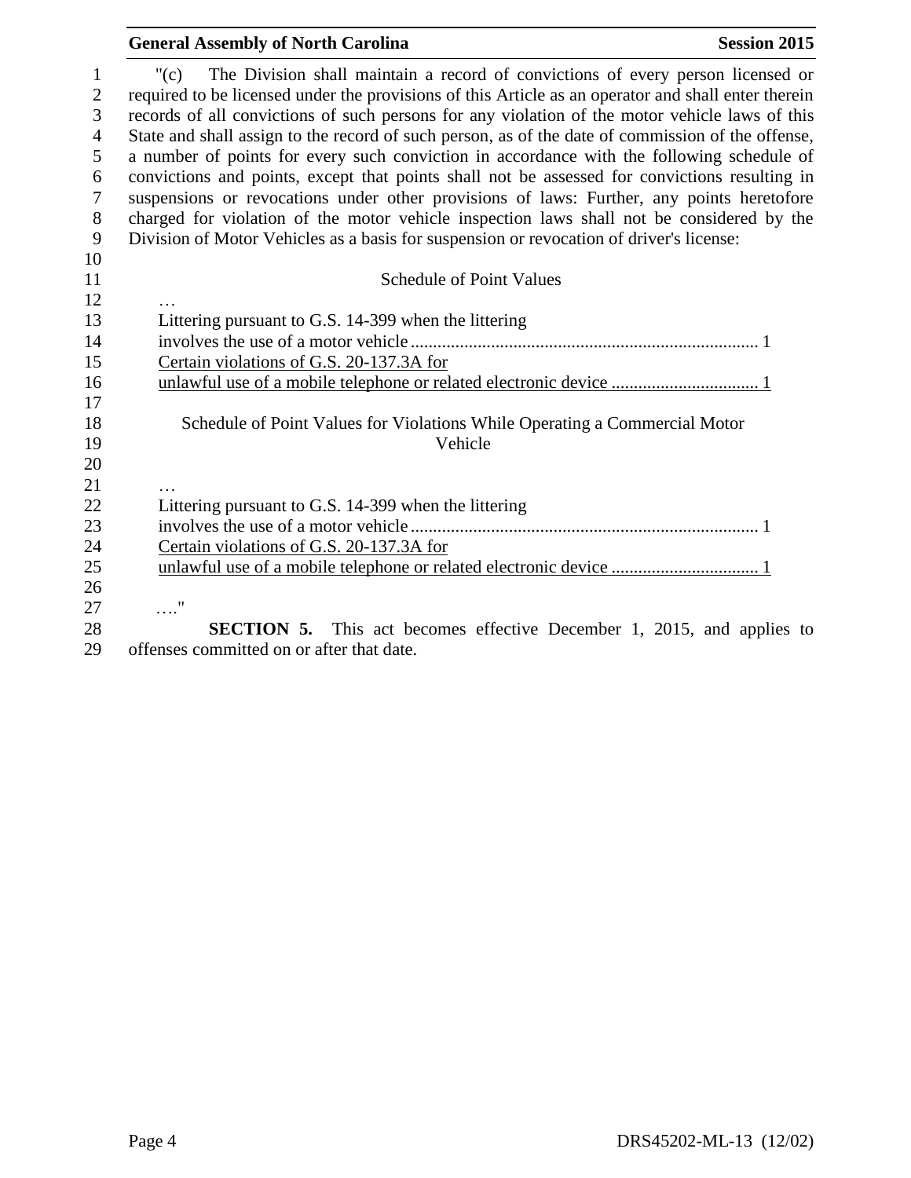"(c) The Division shall maintain a record of convictions of every person licensed or required to be licensed under the provisions of this Article as an operator and shall enter therein records of all convictions of such persons for any violation of the motor vehicle laws of this State and shall assign to the record of such person, as of the date of commission of the offense, a number of points for every such conviction in accordance with the following schedule of convictions and points, except that points shall not be assessed for convictions resulting in suspensions or revocations under other provisions of laws: Further, any points heretofore charged for violation of the motor vehicle inspection laws shall not be considered by the Division of Motor Vehicles as a basis for suspension or revocation of driver's license:

Schedule of Point Values

…

Littering pursuant to G.S. 14-399 when the littering
involves the use of a motor vehicle .............................................................................. 1

<u>Certain violations of G.S. 20-137.3A for</u>
<u>unlawful use of a mobile telephone or related electronic device ................................. 1</u>

Schedule of Point Values for Violations While Operating a Commercial Motor Vehicle

…

Littering pursuant to G.S. 14-399 when the littering
involves the use of a motor vehicle .............................................................................. 1

<u>Certain violations of G.S. 20-137.3A for</u>
<u>unlawful use of a mobile telephone or related electronic device ................................. 1</u>

…."

**SECTION 5.** This act becomes effective December 1, 2015, and applies to offenses committed on or after that date.